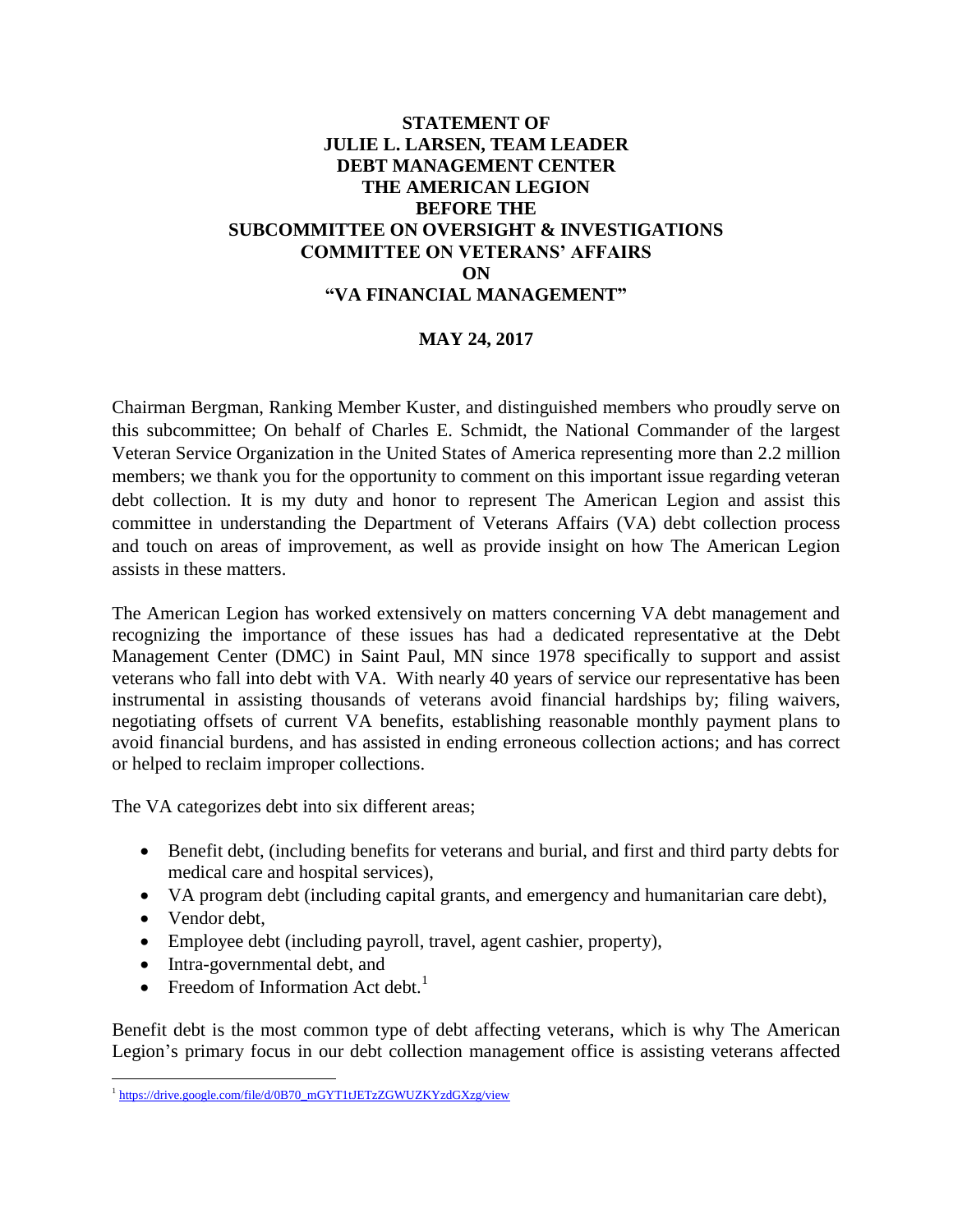**STATEMENT OF**
**JULIE L. LARSEN, TEAM LEADER**
**DEBT MANAGEMENT CENTER**
**THE AMERICAN LEGION**
**BEFORE THE**
**SUBCOMMITTEE ON OVERSIGHT & INVESTIGATIONS**
**COMMITTEE ON VETERANS' AFFAIRS**
**ON**
**"VA FINANCIAL MANAGEMENT"**

**MAY 24, 2017**

Chairman Bergman, Ranking Member Kuster, and distinguished members who proudly serve on this subcommittee; On behalf of Charles E. Schmidt, the National Commander of the largest Veteran Service Organization in the United States of America representing more than 2.2 million members; we thank you for the opportunity to comment on this important issue regarding veteran debt collection. It is my duty and honor to represent The American Legion and assist this committee in understanding the Department of Veterans Affairs (VA) debt collection process and touch on areas of improvement, as well as provide insight on how The American Legion assists in these matters.

The American Legion has worked extensively on matters concerning VA debt management and recognizing the importance of these issues has had a dedicated representative at the Debt Management Center (DMC) in Saint Paul, MN since 1978 specifically to support and assist veterans who fall into debt with VA. With nearly 40 years of service our representative has been instrumental in assisting thousands of veterans avoid financial hardships by; filing waivers, negotiating offsets of current VA benefits, establishing reasonable monthly payment plans to avoid financial burdens, and has assisted in ending erroneous collection actions; and has correct or helped to reclaim improper collections.

The VA categorizes debt into six different areas;

- Benefit debt, (including benefits for veterans and burial, and first and third party debts for medical care and hospital services),
- VA program debt (including capital grants, and emergency and humanitarian care debt),
- Vendor debt,
- Employee debt (including payroll, travel, agent cashier, property),
- Intra-governmental debt, and
- Freedom of Information Act debt.[1]

Benefit debt is the most common type of debt affecting veterans, which is why The American Legion's primary focus in our debt collection management office is assisting veterans affected

[1] https://drive.google.com/file/d/0B70_mGYT1tJETzZGWUZKYzdGXzg/view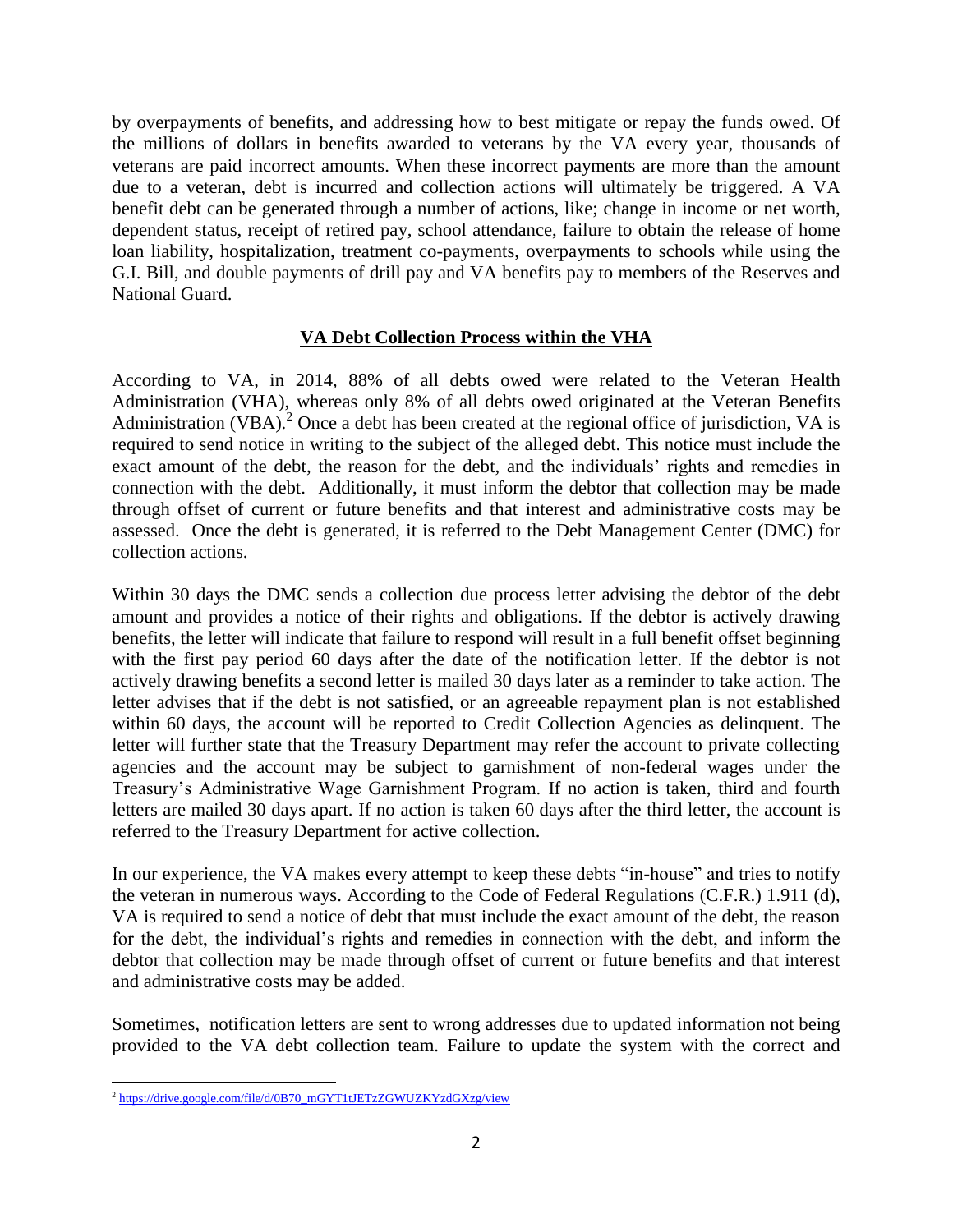by overpayments of benefits, and addressing how to best mitigate or repay the funds owed. Of the millions of dollars in benefits awarded to veterans by the VA every year, thousands of veterans are paid incorrect amounts. When these incorrect payments are more than the amount due to a veteran, debt is incurred and collection actions will ultimately be triggered. A VA benefit debt can be generated through a number of actions, like; change in income or net worth, dependent status, receipt of retired pay, school attendance, failure to obtain the release of home loan liability, hospitalization, treatment co-payments, overpayments to schools while using the G.I. Bill, and double payments of drill pay and VA benefits pay to members of the Reserves and National Guard.

## **VA Debt Collection Process within the VHA**

According to VA, in 2014, 88% of all debts owed were related to the Veteran Health Administration (VHA), whereas only 8% of all debts owed originated at the Veteran Benefits Administration (VBA).[2] Once a debt has been created at the regional office of jurisdiction, VA is required to send notice in writing to the subject of the alleged debt. This notice must include the exact amount of the debt, the reason for the debt, and the individuals' rights and remedies in connection with the debt. Additionally, it must inform the debtor that collection may be made through offset of current or future benefits and that interest and administrative costs may be assessed. Once the debt is generated, it is referred to the Debt Management Center (DMC) for collection actions.

Within 30 days the DMC sends a collection due process letter advising the debtor of the debt amount and provides a notice of their rights and obligations. If the debtor is actively drawing benefits, the letter will indicate that failure to respond will result in a full benefit offset beginning with the first pay period 60 days after the date of the notification letter. If the debtor is not actively drawing benefits a second letter is mailed 30 days later as a reminder to take action. The letter advises that if the debt is not satisfied, or an agreeable repayment plan is not established within 60 days, the account will be reported to Credit Collection Agencies as delinquent. The letter will further state that the Treasury Department may refer the account to private collecting agencies and the account may be subject to garnishment of non-federal wages under the Treasury's Administrative Wage Garnishment Program. If no action is taken, third and fourth letters are mailed 30 days apart. If no action is taken 60 days after the third letter, the account is referred to the Treasury Department for active collection.

In our experience, the VA makes every attempt to keep these debts "in-house" and tries to notify the veteran in numerous ways. According to the Code of Federal Regulations (C.F.R.) 1.911 (d), VA is required to send a notice of debt that must include the exact amount of the debt, the reason for the debt, the individual's rights and remedies in connection with the debt, and inform the debtor that collection may be made through offset of current or future benefits and that interest and administrative costs may be added.

Sometimes, notification letters are sent to wrong addresses due to updated information not being provided to the VA debt collection team. Failure to update the system with the correct and

---

[2] https://drive.google.com/file/d/0B70_mGYT1tJETzZGWUZKYzdGXzg/view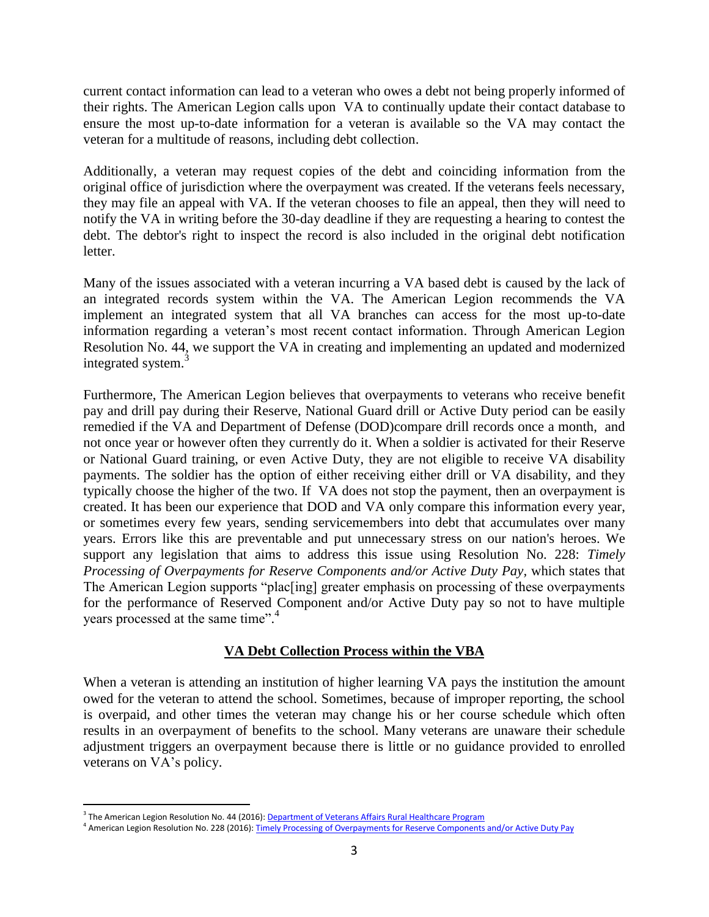current contact information can lead to a veteran who owes a debt not being properly informed of their rights. The American Legion calls upon VA to continually update their contact database to ensure the most up-to-date information for a veteran is available so the VA may contact the veteran for a multitude of reasons, including debt collection.

Additionally, a veteran may request copies of the debt and coinciding information from the original office of jurisdiction where the overpayment was created. If the veterans feels necessary, they may file an appeal with VA. If the veteran chooses to file an appeal, then they will need to notify the VA in writing before the 30-day deadline if they are requesting a hearing to contest the debt. The debtor's right to inspect the record is also included in the original debt notification letter.

Many of the issues associated with a veteran incurring a VA based debt is caused by the lack of an integrated records system within the VA. The American Legion recommends the VA implement an integrated system that all VA branches can access for the most up-to-date information regarding a veteran's most recent contact information. Through American Legion Resolution No. 44, we support the VA in creating and implementing an updated and modernized integrated system.[3]

Furthermore, The American Legion believes that overpayments to veterans who receive benefit pay and drill pay during their Reserve, National Guard drill or Active Duty period can be easily remedied if the VA and Department of Defense (DOD)compare drill records once a month, and not once year or however often they currently do it. When a soldier is activated for their Reserve or National Guard training, or even Active Duty, they are not eligible to receive VA disability payments. The soldier has the option of either receiving either drill or VA disability, and they typically choose the higher of the two. If VA does not stop the payment, then an overpayment is created. It has been our experience that DOD and VA only compare this information every year, or sometimes every few years, sending servicemembers into debt that accumulates over many years. Errors like this are preventable and put unnecessary stress on our nation's heroes. We support any legislation that aims to address this issue using Resolution No. 228: *Timely Processing of Overpayments for Reserve Components and/or Active Duty Pay*, which states that The American Legion supports "plac[ing] greater emphasis on processing of these overpayments for the performance of Reserved Component and/or Active Duty pay so not to have multiple years processed at the same time".[4]

## VA Debt Collection Process within the VBA

When a veteran is attending an institution of higher learning VA pays the institution the amount owed for the veteran to attend the school. Sometimes, because of improper reporting, the school is overpaid, and other times the veteran may change his or her course schedule which often results in an overpayment of benefits to the school. Many veterans are unaware their schedule adjustment triggers an overpayment because there is little or no guidance provided to enrolled veterans on VA's policy.

---

[3] The American Legion Resolution No. 44 (2016): Department of Veterans Affairs Rural Healthcare Program

[4] American Legion Resolution No. 228 (2016): Timely Processing of Overpayments for Reserve Components and/or Active Duty Pay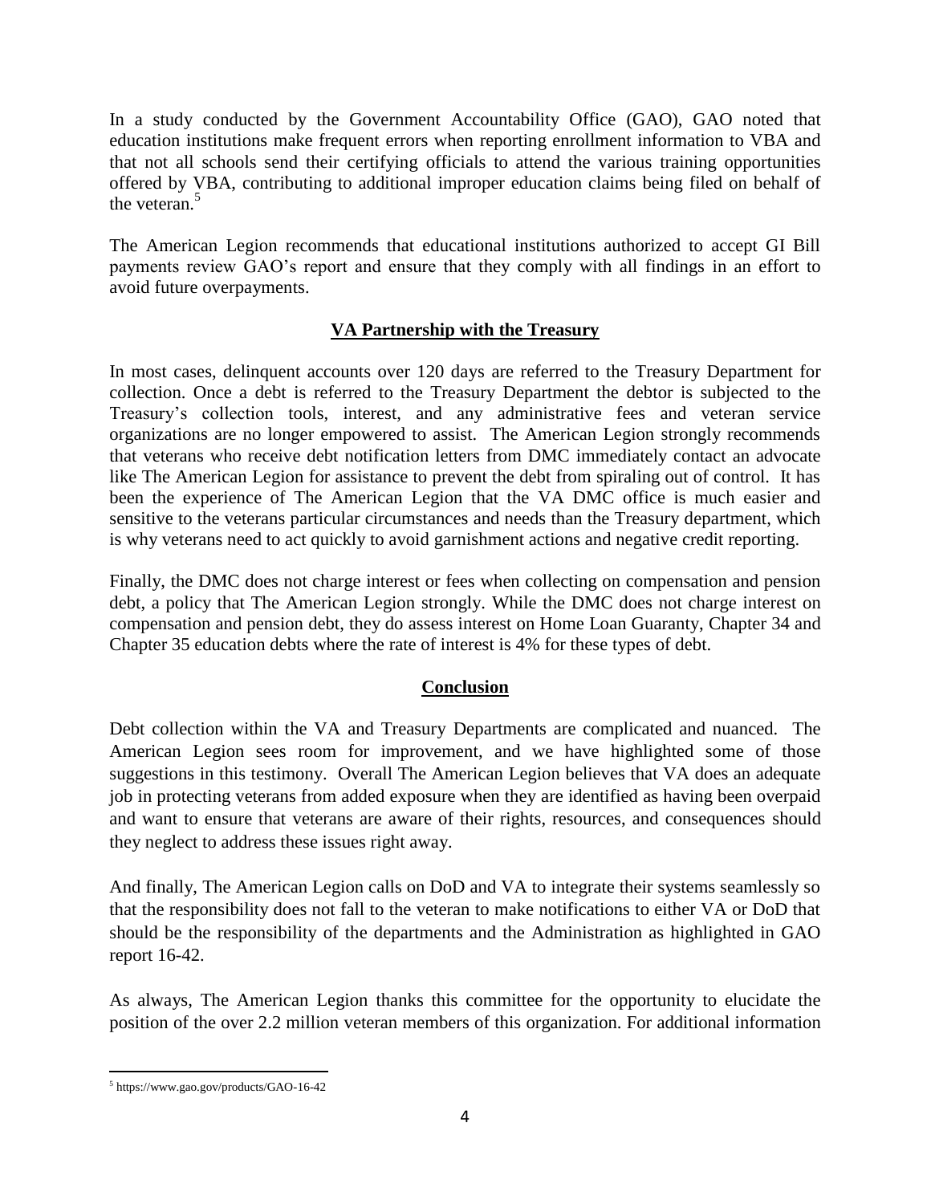In a study conducted by the Government Accountability Office (GAO), GAO noted that education institutions make frequent errors when reporting enrollment information to VBA and that not all schools send their certifying officials to attend the various training opportunities offered by VBA, contributing to additional improper education claims being filed on behalf of the veteran.[5]

The American Legion recommends that educational institutions authorized to accept GI Bill payments review GAO's report and ensure that they comply with all findings in an effort to avoid future overpayments.

## VA Partnership with the Treasury

In most cases, delinquent accounts over 120 days are referred to the Treasury Department for collection. Once a debt is referred to the Treasury Department the debtor is subjected to the Treasury's collection tools, interest, and any administrative fees and veteran service organizations are no longer empowered to assist. The American Legion strongly recommends that veterans who receive debt notification letters from DMC immediately contact an advocate like The American Legion for assistance to prevent the debt from spiraling out of control. It has been the experience of The American Legion that the VA DMC office is much easier and sensitive to the veterans particular circumstances and needs than the Treasury department, which is why veterans need to act quickly to avoid garnishment actions and negative credit reporting.

Finally, the DMC does not charge interest or fees when collecting on compensation and pension debt, a policy that The American Legion strongly. While the DMC does not charge interest on compensation and pension debt, they do assess interest on Home Loan Guaranty, Chapter 34 and Chapter 35 education debts where the rate of interest is 4% for these types of debt.

## Conclusion

Debt collection within the VA and Treasury Departments are complicated and nuanced. The American Legion sees room for improvement, and we have highlighted some of those suggestions in this testimony. Overall The American Legion believes that VA does an adequate job in protecting veterans from added exposure when they are identified as having been overpaid and want to ensure that veterans are aware of their rights, resources, and consequences should they neglect to address these issues right away.

And finally, The American Legion calls on DoD and VA to integrate their systems seamlessly so that the responsibility does not fall to the veteran to make notifications to either VA or DoD that should be the responsibility of the departments and the Administration as highlighted in GAO report 16-42.

As always, The American Legion thanks this committee for the opportunity to elucidate the position of the over 2.2 million veteran members of this organization. For additional information

---

[5] https://www.gao.gov/products/GAO-16-42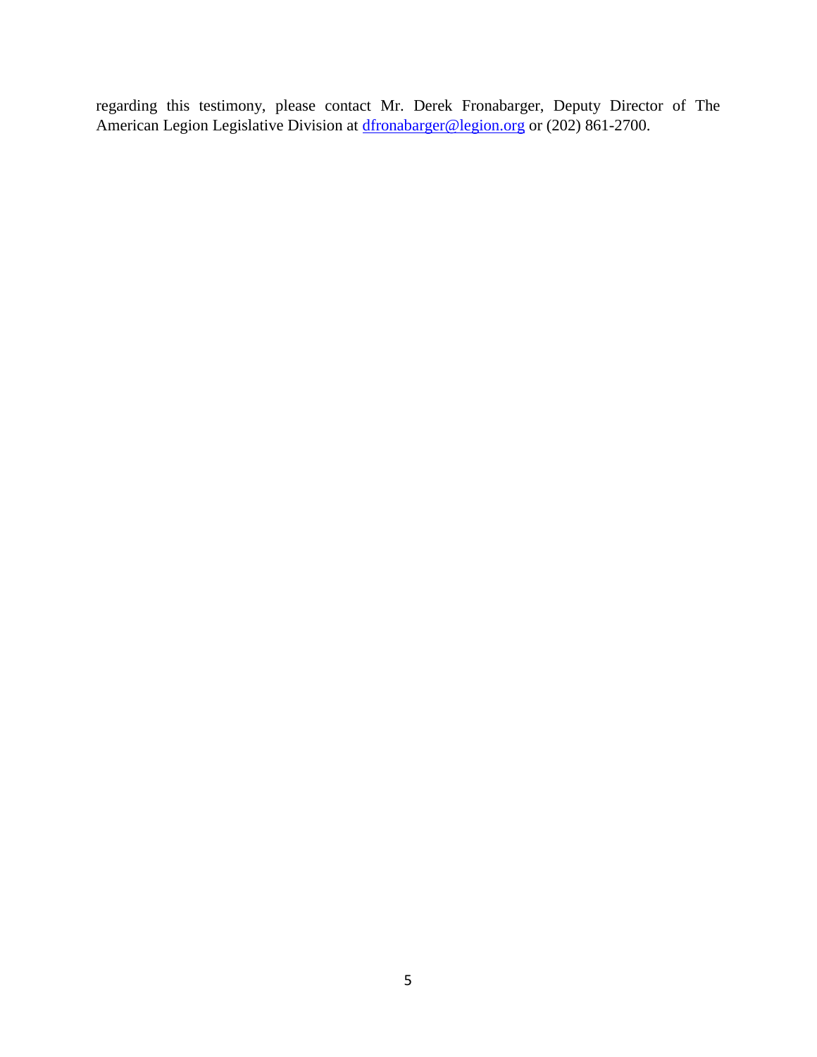regarding this testimony, please contact Mr. Derek Fronabarger, Deputy Director of The American Legion Legislative Division at dfronabarger@legion.org or (202) 861-2700.